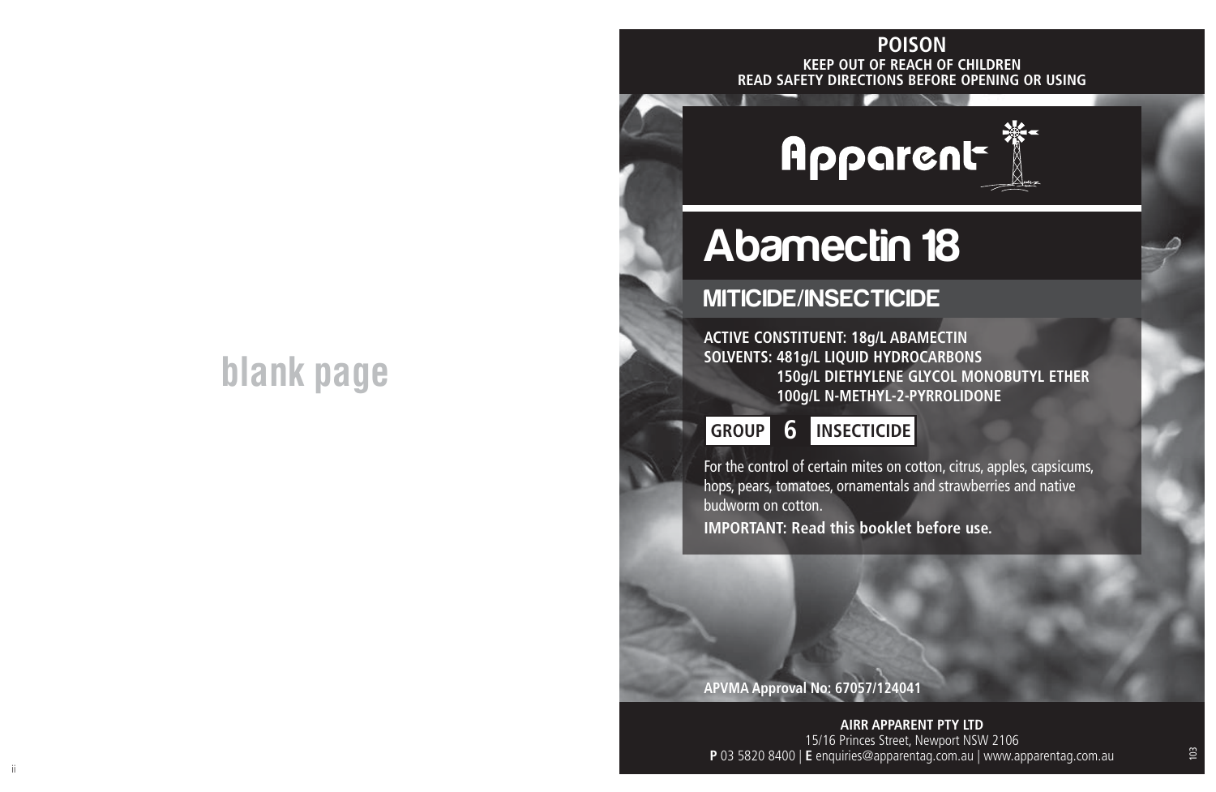blank page

**POISON**
**KEEP OUT OF REACH OF CHILDREN**
**READ SAFETY DIRECTIONS BEFORE OPENING OR USING**

Apparent

# Abamectin 18

## MITICIDE/INSECTICIDE

**ACTIVE CONSTITUENT: 18g/L ABAMECTIN**
**SOLVENTS: 481g/L LIQUID HYDROCARBONS**
**150g/L DIETHYLENE GLYCOL MONOBUTYL ETHER**
**100g/L N-METHYL-2-PYRROLIDONE**

**GROUP 6 INSECTICIDE**

For the control of certain mites on cotton, citrus, apples, capsicums, hops, pears, tomatoes, ornamentals and strawberries and native budworm on cotton.

**IMPORTANT: Read this booklet before use.**

**APVMA Approval No: 67057/124041**

**AIRR APPARENT PTY LTD**
15/16 Princes Street, Newport NSW 2106
**P** 03 5820 8400 | **E** enquiries@apparentag.com.au | www.apparentag.com.au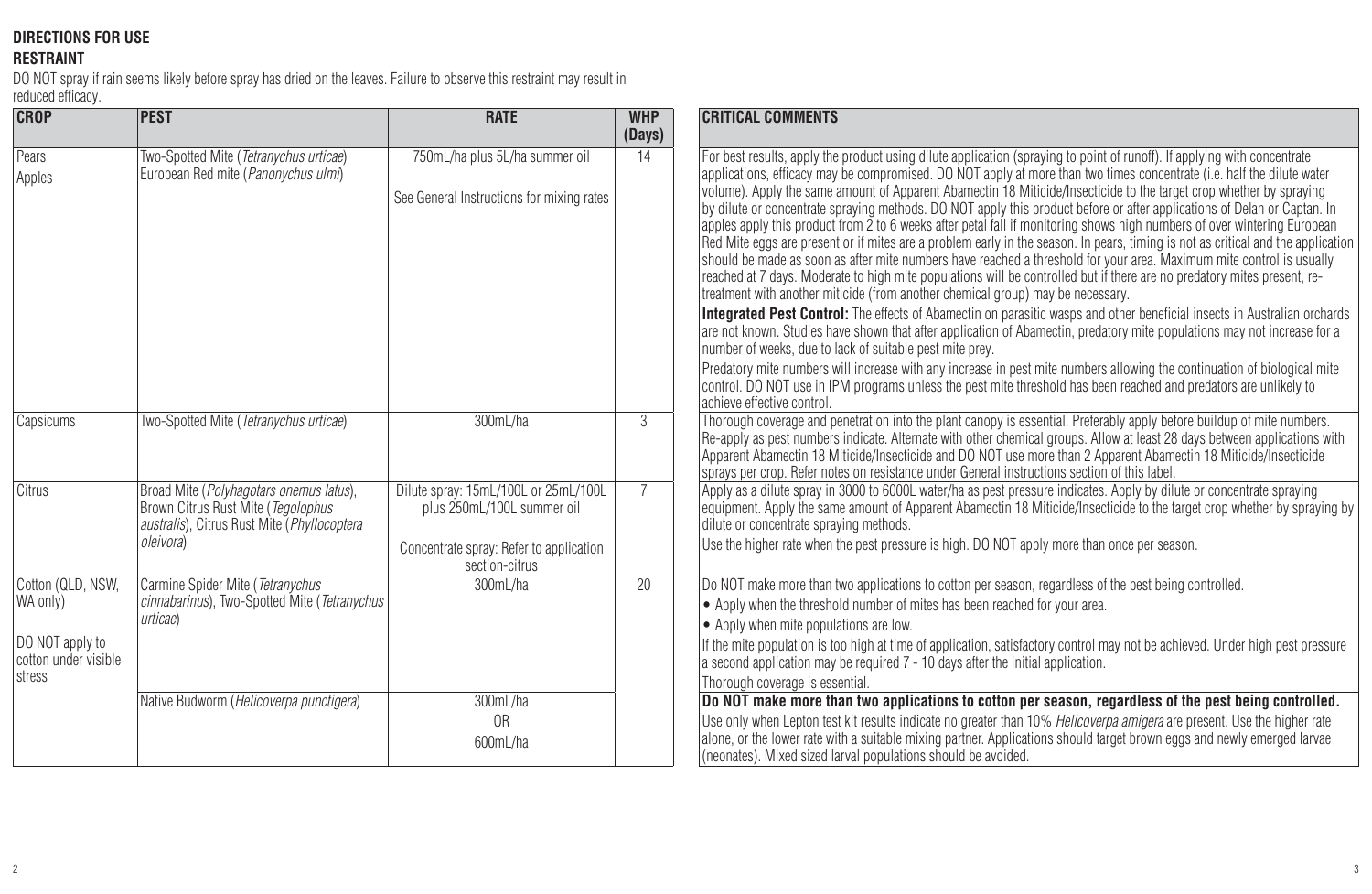**DIRECTIONS FOR USE**

**RESTRAINT**

DO NOT spray if rain seems likely before spray has dried on the leaves. Failure to observe this restraint may result in reduced efficacy.

| CROP | PEST | RATE | WHP (Days) | CRITICAL COMMENTS |
|---|---|---|---|---|
| Pears<br>Apples | Two-Spotted Mite (*Tetranychus urticae*)<br>European Red mite (*Panonychus ulmi*) | 750mL/ha plus 5L/ha summer oil<br><br>See General Instructions for mixing rates | 14 | For best results, apply the product using dilute application (spraying to point of runoff). If applying with concentrate applications, efficacy may be compromised. DO NOT apply at more than two times concentrate (i.e. half the dilute water volume). Apply the same amount of Apparent Abamectin 18 Miticide/Insecticide to the target crop whether by spraying by dilute or concentrate spraying methods. DO NOT apply this product before or after applications of Delan or Captan. In apples apply this product from 2 to 6 weeks after petal fall if monitoring shows high numbers of over wintering European Red Mite eggs are present or if mites are a problem early in the season. In pears, timing is not as critical and the application should be made as soon as after mite numbers have reached a threshold for your area. Maximum mite control is usually reached at 7 days. Moderate to high mite populations will be controlled but if there are no predatory mites present, re-treatment with another miticide (from another chemical group) may be necessary.<br>**Integrated Pest Control:** The effects of Abamectin on parasitic wasps and other beneficial insects in Australian orchards are not known. Studies have shown that after application of Abamectin, predatory mite populations may not increase for a number of weeks, due to lack of suitable pest mite prey.<br>Predatory mite numbers will increase with any increase in pest mite numbers allowing the continuation of biological mite control. DO NOT use in IPM programs unless the pest mite threshold has been reached and predators are unlikely to achieve effective control. |
| Capsicums | Two-Spotted Mite (*Tetranychus urticae*) | 300mL/ha | 3 | Thorough coverage and penetration into the plant canopy is essential. Preferably apply before buildup of mite numbers. Re-apply as pest numbers indicate. Alternate with other chemical groups. Allow at least 28 days between applications with Apparent Abamectin 18 Miticide/Insecticide and DO NOT use more than 2 Apparent Abamectin 18 Miticide/Insecticide sprays per crop. Refer notes on resistance under General instructions section of this label. |
| Citrus | Broad Mite (*Polyhagotars onemus latus*), Brown Citrus Rust Mite (*Tegolophus australis*), Citrus Rust Mite (*Phyllocoptera oleivora*) | Dilute spray: 15mL/100L or 25mL/100L plus 250mL/100L summer oil<br><br>Concentrate spray: Refer to application section-citrus | 7 | Apply as a dilute spray in 3000 to 6000L water/ha as pest pressure indicates. Apply by dilute or concentrate spraying equipment. Apply the same amount of Apparent Abamectin 18 Miticide/Insecticide to the target crop whether by spraying by dilute or concentrate spraying methods.<br>Use the higher rate when the pest pressure is high. DO NOT apply more than once per season. |
| Cotton (QLD, NSW, WA only)<br><br>DO NOT apply to cotton under visible stress | Carmine Spider Mite (*Tetranychus cinnabarinus*), Two-Spotted Mite (*Tetranychus urticae*) | 300mL/ha | 20 | Do NOT make more than two applications to cotton per season, regardless of the pest being controlled.<br>• Apply when the threshold number of mites has been reached for your area.<br>• Apply when mite populations are low.<br>If the mite population is too high at time of application, satisfactory control may not be achieved. Under high pest pressure a second application may be required 7 - 10 days after the initial application.<br>Thorough coverage is essential. |
| | Native Budworm (*Helicoverpa punctigera*) | 300mL/ha<br>OR<br>600mL/ha | | **Do NOT make more than two applications to cotton per season, regardless of the pest being controlled.**<br>Use only when Lepton test kit results indicate no greater than 10% *Helicoverpa amigera* are present. Use the higher rate alone, or the lower rate with a suitable mixing partner. Applications should target brown eggs and newly emerged larvae (neonates). Mixed sized larval populations should be avoided. |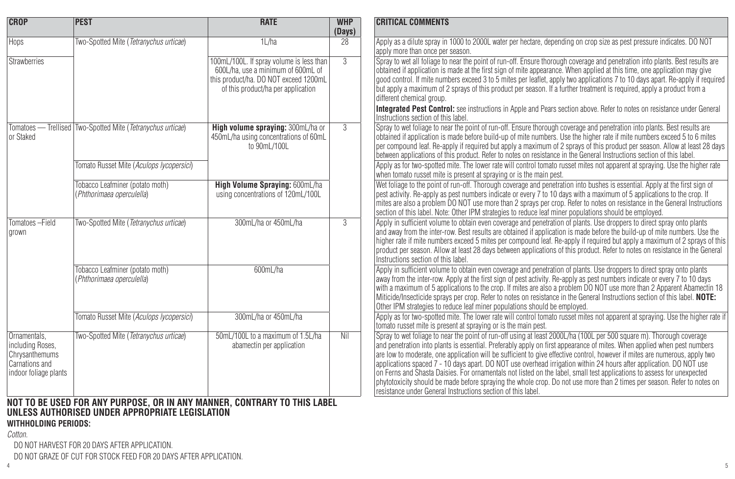| CROP | PEST | RATE | WHP (Days) | CRITICAL COMMENTS |
|---|---|---|---|---|
| Hops | Two-Spotted Mite (*Tetranychus urticae*) | 1L/ha | 28 | Apply as a dilute spray in 1000 to 2000L water per hectare, depending on crop size as pest pressure indicates. DO NOT apply more than once per season. |
| Strawberries | | 100mL/100L. If spray volume is less than 600L/ha, use a minimum of 600mL of this product/ha. DO NOT exceed 1200mL of this product/ha per application | 3 | Spray to wet all foliage to near the point of run-off. Ensure thorough coverage and penetration into plants. Best results are obtained if application is made at the first sign of mite appearance. When applied at this time, one application may give good control. If mite numbers exceed 3 to 5 mites per leaflet, apply two applications 7 to 10 days apart. Re-apply if required but apply a maximum of 2 sprays of this product per season. If a further treatment is required, apply a product from a different chemical group. **Integrated Pest Control:** see instructions in Apple and Pears section above. Refer to notes on resistance under General Instructions section of this label. |
| Tomatoes — Trellised or Staked | Two-Spotted Mite (*Tetranychus urticae*) | **High volume spraying:** 300mL/ha or 450mL/ha using concentrations of 60mL to 90mL/100L | 3 | Spray to wet foliage to near the point of run-off. Ensure thorough coverage and penetration into plants. Best results are obtained if application is made before build-up of mite numbers. Use the higher rate if mite numbers exceed 5 to 6 mites per compound leaf. Re-apply if required but apply a maximum of 2 sprays of this product per season. Allow at least 28 days between applications of this product. Refer to notes on resistance in the General Instructions section of this label. |
| | Tomato Russet Mite (*Aculops lycopersici*) | | | Apply as for two-spotted mite. The lower rate will control tomato russet mites not apparent at spraying. Use the higher rate when tomato russet mite is present at spraying or is the main pest. |
| | Tobacco Leafminer (potato moth) (*Phthorimaea operculella*) | **High Volume Spraying:** 600mL/ha using concentrations of 120mL/100L | | Wet foliage to the point of run-off. Thorough coverage and penetration into bushes is essential. Apply at the first sign of pest activity. Re-apply as pest numbers indicate or every 7 to 10 days with a maximum of 5 applications to the crop. If mites are also a problem DO NOT use more than 2 sprays per crop. Refer to notes on resistance in the General Instructions section of this label. Note: Other IPM strategies to reduce leaf miner populations should be employed. |
| Tomatoes –Field grown | Two-Spotted Mite (*Tetranychus urticae*) | 300mL/ha or 450mL/ha | 3 | Apply in sufficient volume to obtain even coverage and penetration of plants. Use droppers to direct spray onto plants and away from the inter-row. Best results are obtained if application is made before the build-up of mite numbers. Use the higher rate if mite numbers exceed 5 mites per compound leaf. Re-apply if required but apply a maximum of 2 sprays of this product per season. Allow at least 28 days between applications of this product. Refer to notes on resistance in the General Instructions section of this label. |
| | Tobacco Leafminer (potato moth) (*Phthorimaea operculella*) | 600mL/ha | | Apply in sufficient volume to obtain even coverage and penetration of plants. Use droppers to direct spray onto plants away from the inter-row. Apply at the first sign of pest activity. Re-apply as pest numbers indicate or every 7 to 10 days with a maximum of 5 applications to the crop. If mites are also a problem DO NOT use more than 2 Apparent Abamectin 18 Miticide/Insecticide sprays per crop. Refer to notes on resistance in the General Instructions section of this label. **NOTE:** Other IPM strategies to reduce leaf miner populations should be employed. |
| | Tomato Russet Mite (*Aculops lycopersici*) | 300mL/ha or 450mL/ha | | Apply as for two-spotted mite. The lower rate will control tomato russet mites not apparent at spraying. Use the higher rate if tomato russet mite is present at spraying or is the main pest. |
| Ornamentals, including Roses, Chrysanthemums Carnations and indoor foliage plants | Two-Spotted Mite (*Tetranychus urticae*) | 50mL/100L to a maximum of 1.5L/ha abamectin per application | Nil | Spray to wet foliage to near the point of run-off using at least 2000L/ha (100L per 500 square m). Thorough coverage and penetration into plants is essential. Preferably apply on first appearance of mites. When applied when pest numbers are low to moderate, one application will be sufficient to give effective control, however if mites are numerous, apply two applications spaced 7 - 10 days apart. DO NOT use overhead irrigation within 24 hours after application. DO NOT use on Ferns and Shasta Daisies. For ornamentals not listed on the label, small test applications to assess for unexpected phytotoxicity should be made before spraying the whole crop. Do not use more than 2 times per season. Refer to notes on resistance under General Instructions section of this label. |

**NOT TO BE USED FOR ANY PURPOSE, OR IN ANY MANNER, CONTRARY TO THIS LABEL UNLESS AUTHORISED UNDER APPROPRIATE LEGISLATION**

**WITHHOLDING PERIODS:**

*Cotton.*

DO NOT HARVEST FOR 20 DAYS AFTER APPLICATION.

DO NOT GRAZE OF CUT FOR STOCK FEED FOR 20 DAYS AFTER APPLICATION.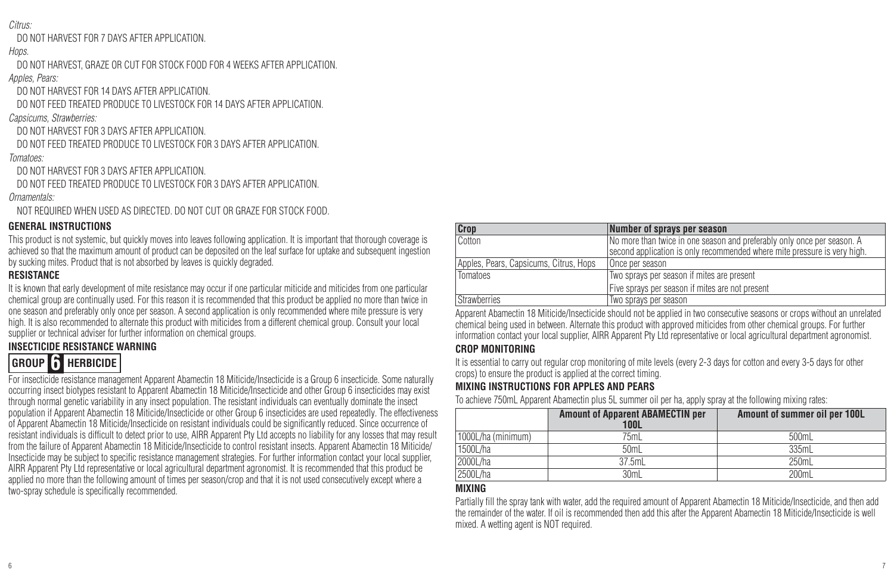*Citrus:*

DO NOT HARVEST FOR 7 DAYS AFTER APPLICATION.

*Hops.*

DO NOT HARVEST, GRAZE OR CUT FOR STOCK FOOD FOR 4 WEEKS AFTER APPLICATION.

*Apples, Pears:*

DO NOT HARVEST FOR 14 DAYS AFTER APPLICATION.

DO NOT FEED TREATED PRODUCE TO LIVESTOCK FOR 14 DAYS AFTER APPLICATION.

*Capsicums, Strawberries:*

DO NOT HARVEST FOR 3 DAYS AFTER APPLICATION.

DO NOT FEED TREATED PRODUCE TO LIVESTOCK FOR 3 DAYS AFTER APPLICATION.

*Tomatoes:*

DO NOT HARVEST FOR 3 DAYS AFTER APPLICATION.

DO NOT FEED TREATED PRODUCE TO LIVESTOCK FOR 3 DAYS AFTER APPLICATION.

*Ornamentals:*

NOT REQUIRED WHEN USED AS DIRECTED. DO NOT CUT OR GRAZE FOR STOCK FOOD.

### GENERAL INSTRUCTIONS

This product is not systemic, but quickly moves into leaves following application. It is important that thorough coverage is achieved so that the maximum amount of product can be deposited on the leaf surface for uptake and subsequent ingestion by sucking mites. Product that is not absorbed by leaves is quickly degraded.

### RESISTANCE

It is known that early development of mite resistance may occur if one particular miticide and miticides from one particular chemical group are continually used. For this reason it is recommended that this product be applied no more than twice in one season and preferably only once per season. A second application is only recommended where mite pressure is very high. It is also recommended to alternate this product with miticides from a different chemical group. Consult your local supplier or technical adviser for further information on chemical groups.

### INSECTICIDE RESISTANCE WARNING

**GROUP 6 HERBICIDE**

For insecticide resistance management Apparent Abamectin 18 Miticide/Insecticide is a Group 6 insecticide. Some naturally occurring insect biotypes resistant to Apparent Abamectin 18 Miticide/Insecticide and other Group 6 insecticides may exist through normal genetic variability in any insect population. The resistant individuals can eventually dominate the insect population if Apparent Abamectin 18 Miticide/Insecticide or other Group 6 insecticides are used repeatedly. The effectiveness of Apparent Abamectin 18 Miticide/Insecticide on resistant individuals could be significantly reduced. Since occurrence of resistant individuals is difficult to detect prior to use, AIRR Apparent Pty Ltd accepts no liability for any losses that may result from the failure of Apparent Abamectin 18 Miticide/Insecticide to control resistant insects. Apparent Abamectin 18 Miticide/Insecticide may be subject to specific resistance management strategies. For further information contact your local supplier, AIRR Apparent Pty Ltd representative or local agricultural department agronomist. It is recommended that this product be applied no more than the following amount of times per season/crop and that it is not used consecutively except where a two-spray schedule is specifically recommended.

| Crop | Number of sprays per season |
|---|---|
| Cotton | No more than twice in one season and preferably only once per season. A second application is only recommended where mite pressure is very high. |
| Apples, Pears, Capsicums, Citrus, Hops | Once per season |
| Tomatoes | Two sprays per season if mites are present<br>Five sprays per season if mites are not present |
| Strawberries | Two sprays per season |

Apparent Abamectin 18 Miticide/Insecticide should not be applied in two consecutive seasons or crops without an unrelated chemical being used in between. Alternate this product with approved miticides from other chemical groups. For further information contact your local supplier, AIRR Apparent Pty Ltd representative or local agricultural department agronomist.

### CROP MONITORING

It is essential to carry out regular crop monitoring of mite levels (every 2-3 days for cotton and every 3-5 days for other crops) to ensure the product is applied at the correct timing.

### MIXING INSTRUCTIONS FOR APPLES AND PEARS

To achieve 750mL Apparent Abamectin plus 5L summer oil per ha, apply spray at the following mixing rates:

| | Amount of Apparent ABAMECTIN per 100L | Amount of summer oil per 100L |
|---|---|---|
| 1000L/ha (minimum) | 75mL | 500mL |
| 1500L/ha | 50mL | 335mL |
| 2000L/ha | 37.5mL | 250mL |
| 2500L/ha | 30mL | 200mL |

### MIXING

Partially fill the spray tank with water, add the required amount of Apparent Abamectin 18 Miticide/Insecticide, and then add the remainder of the water. If oil is recommended then add this after the Apparent Abamectin 18 Miticide/Insecticide is well mixed. A wetting agent is NOT required.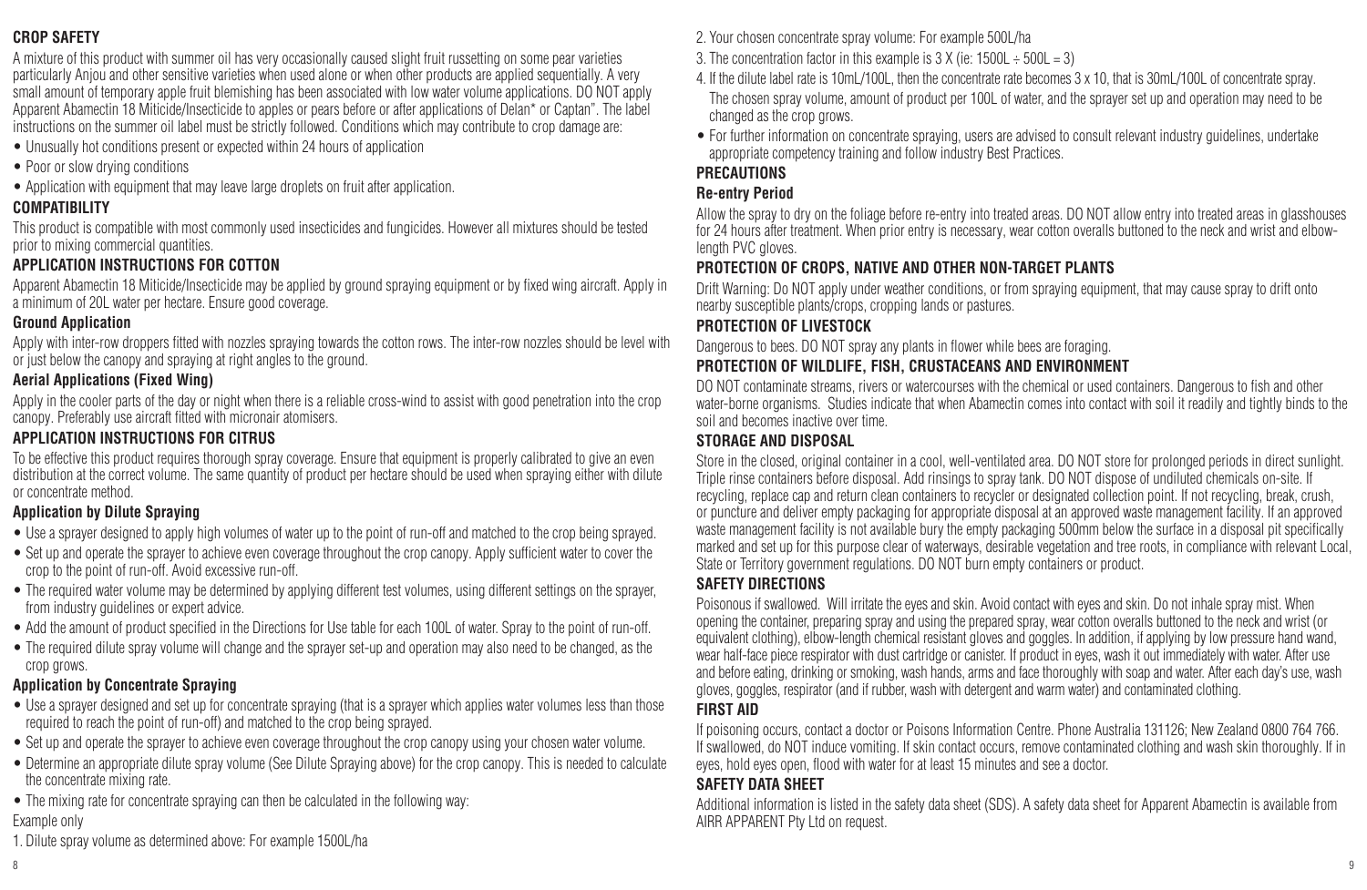## CROP SAFETY

A mixture of this product with summer oil has very occasionally caused slight fruit russetting on some pear varieties particularly Anjou and other sensitive varieties when used alone or when other products are applied sequentially. A very small amount of temporary apple fruit blemishing has been associated with low water volume applications. DO NOT apply Apparent Abamectin 18 Miticide/Insecticide to apples or pears before or after applications of Delan* or Captan". The label instructions on the summer oil label must be strictly followed. Conditions which may contribute to crop damage are:

- Unusually hot conditions present or expected within 24 hours of application
- Poor or slow drying conditions
- Application with equipment that may leave large droplets on fruit after application.

## COMPATIBILITY

This product is compatible with most commonly used insecticides and fungicides. However all mixtures should be tested prior to mixing commercial quantities.

## APPLICATION INSTRUCTIONS FOR COTTON

Apparent Abamectin 18 Miticide/Insecticide may be applied by ground spraying equipment or by fixed wing aircraft. Apply in a minimum of 20L water per hectare. Ensure good coverage.

### Ground Application

Apply with inter-row droppers fitted with nozzles spraying towards the cotton rows. The inter-row nozzles should be level with or just below the canopy and spraying at right angles to the ground.

### Aerial Applications (Fixed Wing)

Apply in the cooler parts of the day or night when there is a reliable cross-wind to assist with good penetration into the crop canopy. Preferably use aircraft fitted with micronair atomisers.

## APPLICATION INSTRUCTIONS FOR CITRUS

To be effective this product requires thorough spray coverage. Ensure that equipment is properly calibrated to give an even distribution at the correct volume. The same quantity of product per hectare should be used when spraying either with dilute or concentrate method.

### Application by Dilute Spraying

- Use a sprayer designed to apply high volumes of water up to the point of run-off and matched to the crop being sprayed.
- Set up and operate the sprayer to achieve even coverage throughout the crop canopy. Apply sufficient water to cover the crop to the point of run-off. Avoid excessive run-off.
- The required water volume may be determined by applying different test volumes, using different settings on the sprayer, from industry guidelines or expert advice.
- Add the amount of product specified in the Directions for Use table for each 100L of water. Spray to the point of run-off.
- The required dilute spray volume will change and the sprayer set-up and operation may also need to be changed, as the crop grows.

### Application by Concentrate Spraying

- Use a sprayer designed and set up for concentrate spraying (that is a sprayer which applies water volumes less than those required to reach the point of run-off) and matched to the crop being sprayed.
- Set up and operate the sprayer to achieve even coverage throughout the crop canopy using your chosen water volume.
- Determine an appropriate dilute spray volume (See Dilute Spraying above) for the crop canopy. This is needed to calculate the concentrate mixing rate.
- The mixing rate for concentrate spraying can then be calculated in the following way:

Example only

1. Dilute spray volume as determined above: For example 1500L/ha
2. Your chosen concentrate spray volume: For example 500L/ha
3. The concentration factor in this example is 3 X (ie: 1500L ÷ 500L = 3)
4. If the dilute label rate is 10mL/100L, then the concentrate rate becomes 3 x 10, that is 30mL/100L of concentrate spray.

The chosen spray volume, amount of product per 100L of water, and the sprayer set up and operation may need to be changed as the crop grows.

- For further information on concentrate spraying, users are advised to consult relevant industry guidelines, undertake appropriate competency training and follow industry Best Practices.

## PRECAUTIONS

### Re-entry Period

Allow the spray to dry on the foliage before re-entry into treated areas. DO NOT allow entry into treated areas in glasshouses for 24 hours after treatment. When prior entry is necessary, wear cotton overalls buttoned to the neck and wrist and elbow-length PVC gloves.

## PROTECTION OF CROPS, NATIVE AND OTHER NON-TARGET PLANTS

Drift Warning: Do NOT apply under weather conditions, or from spraying equipment, that may cause spray to drift onto nearby susceptible plants/crops, cropping lands or pastures.

## PROTECTION OF LIVESTOCK

Dangerous to bees. DO NOT spray any plants in flower while bees are foraging.

## PROTECTION OF WILDLIFE, FISH, CRUSTACEANS AND ENVIRONMENT

DO NOT contaminate streams, rivers or watercourses with the chemical or used containers. Dangerous to fish and other water-borne organisms. Studies indicate that when Abamectin comes into contact with soil it readily and tightly binds to the soil and becomes inactive over time.

## STORAGE AND DISPOSAL

Store in the closed, original container in a cool, well-ventilated area. DO NOT store for prolonged periods in direct sunlight. Triple rinse containers before disposal. Add rinsings to spray tank. DO NOT dispose of undiluted chemicals on-site. If recycling, replace cap and return clean containers to recycler or designated collection point. If not recycling, break, crush, or puncture and deliver empty packaging for appropriate disposal at an approved waste management facility. If an approved waste management facility is not available bury the empty packaging 500mm below the surface in a disposal pit specifically marked and set up for this purpose clear of waterways, desirable vegetation and tree roots, in compliance with relevant Local, State or Territory government regulations. DO NOT burn empty containers or product.

## SAFETY DIRECTIONS

Poisonous if swallowed. Will irritate the eyes and skin. Avoid contact with eyes and skin. Do not inhale spray mist. When opening the container, preparing spray and using the prepared spray, wear cotton overalls buttoned to the neck and wrist (or equivalent clothing), elbow-length chemical resistant gloves and goggles. In addition, if applying by low pressure hand wand, wear half-face piece respirator with dust cartridge or canister. If product in eyes, wash it out immediately with water. After use and before eating, drinking or smoking, wash hands, arms and face thoroughly with soap and water. After each day's use, wash gloves, goggles, respirator (and if rubber, wash with detergent and warm water) and contaminated clothing.

## FIRST AID

If poisoning occurs, contact a doctor or Poisons Information Centre. Phone Australia 131126; New Zealand 0800 764 766. If swallowed, do NOT induce vomiting. If skin contact occurs, remove contaminated clothing and wash skin thoroughly. If in eyes, hold eyes open, flood with water for at least 15 minutes and see a doctor.

## SAFETY DATA SHEET

Additional information is listed in the safety data sheet (SDS). A safety data sheet for Apparent Abamectin is available from AIRR APPARENT Pty Ltd on request.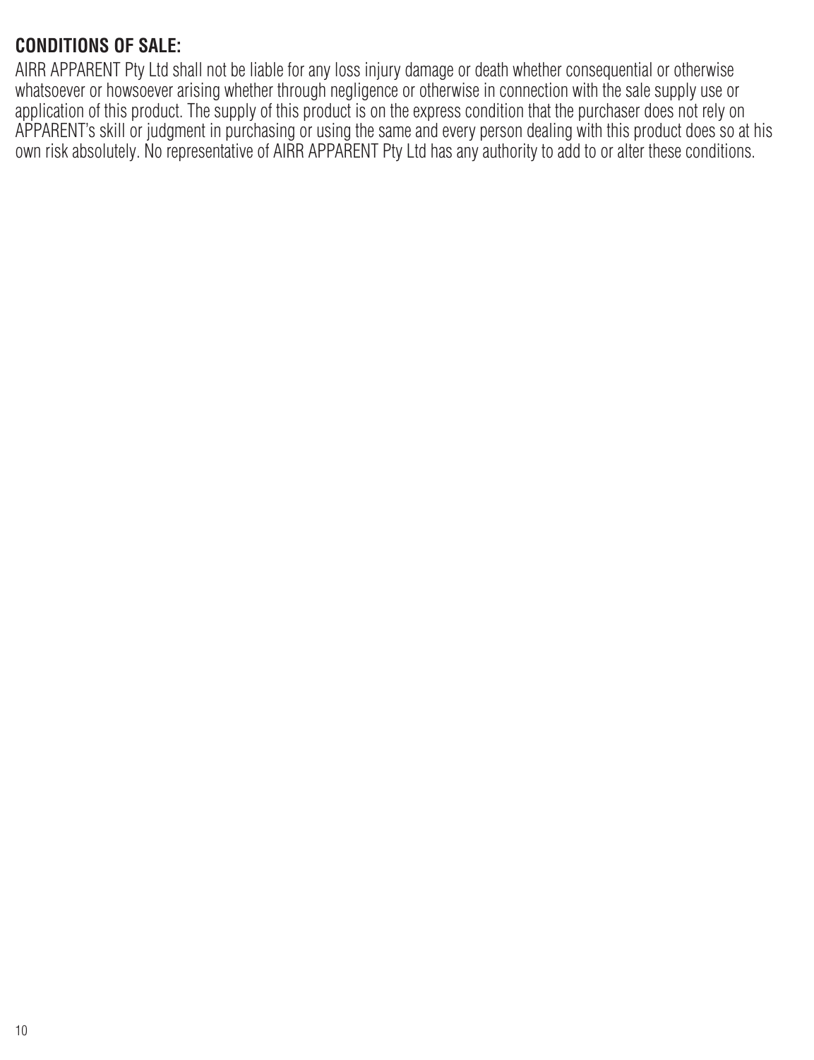**CONDITIONS OF SALE:**

AIRR APPARENT Pty Ltd shall not be liable for any loss injury damage or death whether consequential or otherwise whatsoever or howsoever arising whether through negligence or otherwise in connection with the sale supply use or application of this product. The supply of this product is on the express condition that the purchaser does not rely on APPARENT's skill or judgment in purchasing or using the same and every person dealing with this product does so at his own risk absolutely. No representative of AIRR APPARENT Pty Ltd has any authority to add to or alter these conditions.